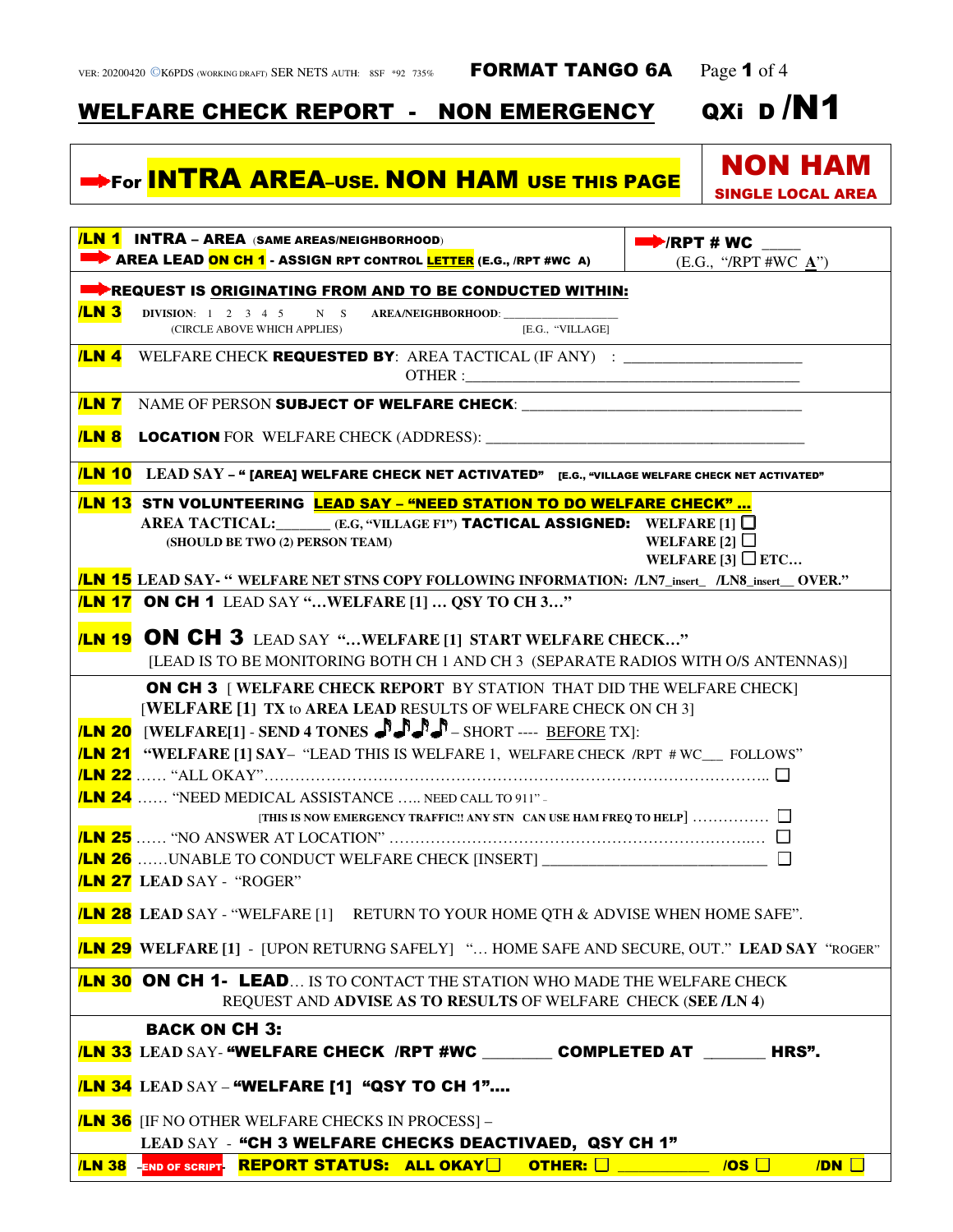VER: 20200420 ©K6PDS (WORKING DRAFT) SER NETS AUTH: 8SF *92 735% **FORMAT TANGO 6A**

# WELFARE CHECK REPORT - NON EMERGENCY QXi D /N1

| ➡For **INTRA AREA–USE. NON HAM USE THIS PAGE** | **NON HAM** **SINGLE LOCAL AREA** |
|---|---|

| | |
|---|---|
| **/LN 1** **INTRA – AREA** (SAME AREAS/NEIGHBORHOOD) ➡ **AREA LEAD ON CH 1 - ASSIGN RPT CONTROL LETTER (E.G., /RPT #WC A)** | ➡**/RPT # WC** ____ (E.G., "/RPT #WC **A**") |

➡**REQUEST IS ORIGINATING FROM AND TO BE CONDUCTED WITHIN:**

**/LN 3** DIVISION: 1 2 3 4 5 N S AREA/NEIGHBORHOOD: ______________
(CIRCLE ABOVE WHICH APPLIES) [E.G., "VILLAGE]

**/LN 4** WELFARE CHECK **REQUESTED BY**: AREA TACTICAL (IF ANY) : ______________________
OTHER :________________________________________

**/LN 7** NAME OF PERSON **SUBJECT OF WELFARE CHECK**: ________________________________

**/LN 8** **LOCATION** FOR WELFARE CHECK (ADDRESS): ____________________________________

**/LN 10** LEAD SAY – **" [AREA] WELFARE CHECK NET ACTIVATED"** [E.G., "VILLAGE WELFARE CHECK NET ACTIVATED"

**/LN 13** **STN VOLUNTEERING** **LEAD SAY – "NEED STATION TO DO WELFARE CHECK" …**
AREA TACTICAL:_______ (E.G, "VILLAGE F1") **TACTICAL ASSIGNED:** WELFARE [1] ☐
(SHOULD BE TWO (2) PERSON TEAM) WELFARE [2] ☐
WELFARE [3] ☐ ETC…

**/LN 15** LEAD SAY- " WELFARE NET STNS COPY FOLLOWING INFORMATION: /LN7_insert_ /LN8_insert__ OVER."

**/LN 17** **ON CH 1** LEAD SAY "…WELFARE [1] … QSY TO CH 3…"

**/LN 19** **ON CH 3** LEAD SAY "…WELFARE [1] START WELFARE CHECK…"
[LEAD IS TO BE MONITORING BOTH CH 1 AND CH 3 (SEPARATE RADIOS WITH O/S ANTENNAS)]

**ON CH 3** [ WELFARE CHECK REPORT BY STATION THAT DID THE WELFARE CHECK]
[WELFARE [1] TX to AREA LEAD RESULTS OF WELFARE CHECK ON CH 3]

**/LN 20** [WELFARE[1] - SEND 4 TONES ♪♪♪♪ – SHORT ---- BEFORE TX]:

**/LN 21** "WELFARE [1] SAY– "LEAD THIS IS WELFARE 1, WELFARE CHECK /RPT # WC___ FOLLOWS"

**/LN 22** …… "ALL OKAY"…………………………………………………………………………………….. ☐

**/LN 24** …… "NEED MEDICAL ASSISTANCE ….. NEED CALL TO 911" –
[THIS IS NOW EMERGENCY TRAFFIC!! ANY STN CAN USE HAM FREQ TO HELP] …………… ☐

**/LN 25** …… "NO ANSWER AT LOCATION" ………………………………………………………….… ☐

**/LN 26** ……UNABLE TO CONDUCT WELFARE CHECK [INSERT] ___________________________ ☐

**/LN 27** LEAD SAY - "ROGER"

**/LN 28** LEAD SAY - "WELFARE [1] RETURN TO YOUR HOME QTH & ADVISE WHEN HOME SAFE".

**/LN 29** WELFARE [1] - [UPON RETURNG SAFELY] "… HOME SAFE AND SECURE, OUT." **LEAD SAY** "ROGER"

**/LN 30** **ON CH 1- LEAD**… IS TO CONTACT THE STATION WHO MADE THE WELFARE CHECK
REQUEST AND **ADVISE AS TO RESULTS** OF WELFARE CHECK (**SEE /LN 4**)

**BACK ON CH 3:**

**/LN 33** LEAD SAY- **"WELFARE CHECK /RPT #WC ________ COMPLETED AT _______ HRS".**

**/LN 34** LEAD SAY – **"WELFARE [1] "QSY TO CH 1"….**

**/LN 36** [IF NO OTHER WELFARE CHECKS IN PROCESS] –
LEAD SAY - **"CH 3 WELFARE CHECKS DEACTIVAED, QSY CH 1"**

**/LN 38** –END OF SCRIPT- **REPORT STATUS: ALL OKAY☐ OTHER: ☐ ___________ /OS ☐ /DN ☐**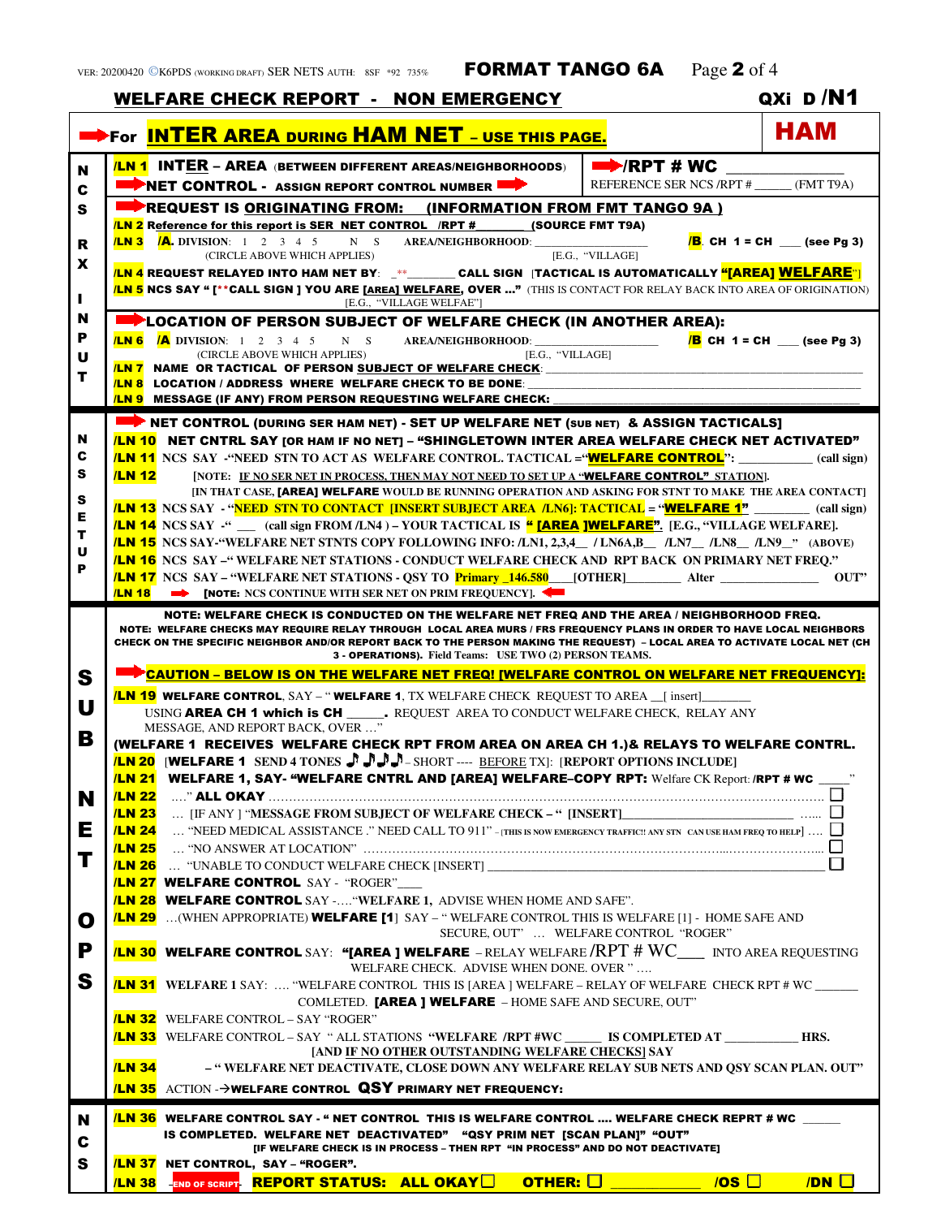VER: 20200420 ©K6PDS (WORKING DRAFT) SER NETS AUTH: 8SF *92 735%

# FORMAT TANGO 6A

## WELFARE CHECK REPORT - NON EMERGENCY

QXi D /N1

**For INTER AREA DURING HAM NET – USE THIS PAGE.** **HAM**

### NCS RX INPUT

**/LN 1 INTER – AREA** (BETWEEN DIFFERENT AREAS/NEIGHBORHOODS) **/RPT # WC** ______________

**NET CONTROL - ASSIGN REPORT CONTROL NUMBER** — REFERENCE SER NCS /RPT # ______ (FMT T9A)

**REQUEST IS ORIGINATING FROM: (INFORMATION FROM FMT TANGO 9A )**

**/LN 2 Reference for this report is SER NET CONTROL /RPT # ________ (SOURCE FMT T9A)**

**/LN 3 /A.** DIVISION: 1 2 3 4 5 N S AREA/NEIGHBORHOOD: _________________ **/B. CH 1 = CH ___ (see Pg 3)**
(CIRCLE ABOVE WHICH APPLIES) [E.G., "VILLAGE]

**/LN 4 REQUEST RELAYED INTO HAM NET BY**: _**_______ **CALL SIGN [TACTICAL IS AUTOMATICALLY "[AREA] WELFARE"]**

**/LN 5 NCS SAY "[**CALL SIGN ] YOU ARE [AREA] WELFARE, OVER …"** (THIS IS CONTACT FOR RELAY BACK INTO AREA OF ORIGINATION)
[E.G., "VILLAGE WELFAE"]

**LOCATION OF PERSON SUBJECT OF WELFARE CHECK (IN ANOTHER AREA):**

**/LN 6 /A** DIVISION: 1 2 3 4 5 N S AREA/NEIGHBORHOOD: _________________ **/B CH 1 = CH ___ (see Pg 3)**
(CIRCLE ABOVE WHICH APPLIES) [E.G., "VILLAGE]

**/LN 7 NAME OR TACTICAL OF PERSON SUBJECT OF WELFARE CHECK**: ______________________________

**/LN 8 LOCATION / ADDRESS WHERE WELFARE CHECK TO BE DONE**: ______________________________

**/LN 9 MESSAGE (IF ANY) FROM PERSON REQUESTING WELFARE CHECK:** ______________________________

### NCS SETUP

**NET CONTROL (DURING SER HAM NET) - SET UP WELFARE NET (SUB NET) & ASSIGN TACTICALS]**

**/LN 10 NET CNTRL SAY [OR HAM IF NO NET] – "SHINGLETOWN INTER AREA WELFARE CHECK NET ACTIVATED"**

**/LN 11** NCS SAY -"NEED STN TO ACT AS WELFARE CONTROL. TACTICAL ="**WELFARE CONTROL**": ___________ (call sign)

**/LN 12** [NOTE: IF NO SER NET IN PROCESS, THEN MAY NOT NEED TO SET UP A "**WELFARE CONTROL**" STATION].
[IN THAT CASE, **[AREA] WELFARE** WOULD BE RUNNING OPERATION AND ASKING FOR STNT TO MAKE THE AREA CONTACT]

**/LN 13** NCS SAY - "**NEED STN TO CONTACT [INSERT SUBJECT AREA /LN6]: TACTICAL** = "**WELFARE 1**" ________ (call sign)

**/LN 14** NCS SAY -" ___ (call sign FROM /LN4 ) – YOUR TACTICAL IS **" [AREA ]WELFARE"**. [E.G., "VILLAGE WELFARE].

**/LN 15** NCS SAY-"WELFARE NET STNTS COPY FOLLOWING INFO: /LN1, 2,3,4__ / LN6A,B__ /LN7__ /LN8__ /LN9__" (ABOVE)

**/LN 16** NCS SAY –" WELFARE NET STATIONS - CONDUCT WELFARE CHECK AND RPT BACK ON PRIMARY NET FREQ."

**/LN 17** NCS SAY – "WELFARE NET STATIONS - QSY TO Primary _146.580___[OTHER]________ Alter _______________ OUT"

**/LN 18** **[NOTE: NCS CONTINUE WITH SER NET ON PRIM FREQUENCY].**

### SUB NET OPS

**NOTE: WELFARE CHECK IS CONDUCTED ON THE WELFARE NET FREQ AND THE AREA / NEIGHBORHOOD FREQ.**
**NOTE: WELFARE CHECKS MAY REQUIRE RELAY THROUGH LOCAL AREA MURS / FRS FREQUENCY PLANS IN ORDER TO HAVE LOCAL NEIGHBORS CHECK ON THE SPECIFIC NEIGHBOR AND/OR REPORT BACK TO THE PERSON MAKING THE REQUEST) – LOCAL AREA TO ACTIVATE LOCAL NET (CH 3 - OPERATIONS).** Field Teams: USE TWO (2) PERSON TEAMS.

**CAUTION – BELOW IS ON THE WELFARE NET FREQ! [WELFARE CONTROL ON WELFARE NET FREQUENCY]:**

**/LN 19 WELFARE CONTROL**, SAY – " **WELFARE 1**, TX WELFARE CHECK REQUEST TO AREA __[ insert]________
USING **AREA CH 1 which is CH _____.** REQUEST AREA TO CONDUCT WELFARE CHECK, RELAY ANY MESSAGE, AND REPORT BACK, OVER …"

**(WELFARE 1 RECEIVES WELFARE CHECK RPT FROM AREA ON AREA CH 1.)& RELAYS TO WELFARE CONTRL.**

**/LN 20** [**WELFARE 1** SEND 4 TONES ♪ ♪♪♪ – SHORT ---- BEFORE TX]: [**REPORT OPTIONS INCLUDE]**

**/LN 21 WELFARE 1, SAY- "WELFARE CNTRL AND [AREA] WELFARE–COPY RPT:** Welfare CK Report: **/RPT # WC** ____"

**/LN 22** ….**" ALL OKAY** ……………………………………………………………………………………………… ☐

**/LN 23** … [IF ANY ] "MESSAGE FROM SUBJECT OF WELFARE CHECK – " [INSERT]_______________________ …... ☐

**/LN 24** … "NEED MEDICAL ASSISTANCE ." NEED CALL TO 911" – [THIS IS NOW EMERGENCY TRAFFIC!! ANY STN CAN USE HAM FREQ TO HELP] …. ☐

**/LN 25** … "NO ANSWER AT LOCATION" …………………………………………………………………………… ☐

**/LN 26** … "UNABLE TO CONDUCT WELFARE CHECK [INSERT] ______________________________ ☐

**/LN 27 WELFARE CONTROL** SAY - "ROGER"____

**/LN 28 WELFARE CONTROL** SAY -…."WELFARE 1, ADVISE WHEN HOME AND SAFE".

**/LN 29** …(WHEN APPROPRIATE) **WELFARE [1]** SAY – " WELFARE CONTROL THIS IS WELFARE [1] - HOME SAFE AND SECURE, OUT" … WELFARE CONTROL "ROGER"

**/LN 30 WELFARE CONTROL** SAY: **"[AREA ] WELFARE** – RELAY WELFARE /RPT # WC____ INTO AREA REQUESTING WELFARE CHECK. ADVISE WHEN DONE. OVER " ….

**/LN 31** WELFARE 1 SAY: …. "WELFARE CONTROL THIS IS [AREA ] WELFARE – RELAY OF WELFARE CHECK RPT # WC ______ COMLETED. **[AREA ] WELFARE** – HOME SAFE AND SECURE, OUT"

**/LN 32** WELFARE CONTROL – SAY "ROGER"

**/LN 33** WELFARE CONTROL – SAY " ALL STATIONS **"WELFARE /RPT #WC ______ IS COMPLETED AT ___________ HRS.**
**[AND IF NO OTHER OUTSTANDING WELFARE CHECKS] SAY**

**/LN 34** **– " WELFARE NET DEACTIVATE, CLOSE DOWN ANY WELFARE RELAY SUB NETS AND QSY SCAN PLAN. OUT"**

**/LN 35** ACTION -→**WELFARE CONTROL QSY PRIMARY NET FREQUENCY:**

### NCS

**/LN 36 WELFARE CONTROL SAY - " NET CONTROL THIS IS WELFARE CONTROL …. WELFARE CHECK REPRT # WC ______ IS COMPLETED. WELFARE NET DEACTIVATED" "QSY PRIM NET [SCAN PLAN]" "OUT"**
**[IF WELFARE CHECK IS IN PROCESS – THEN RPT "IN PROCESS" AND DO NOT DEACTIVATE]**

**/LN 37 NET CONTROL, SAY – "ROGER".**

**/LN 38** END OF SCRIPT **REPORT STATUS: ALL OKAY☐ OTHER: ☐ ___________ /OS ☐ /DN ☐**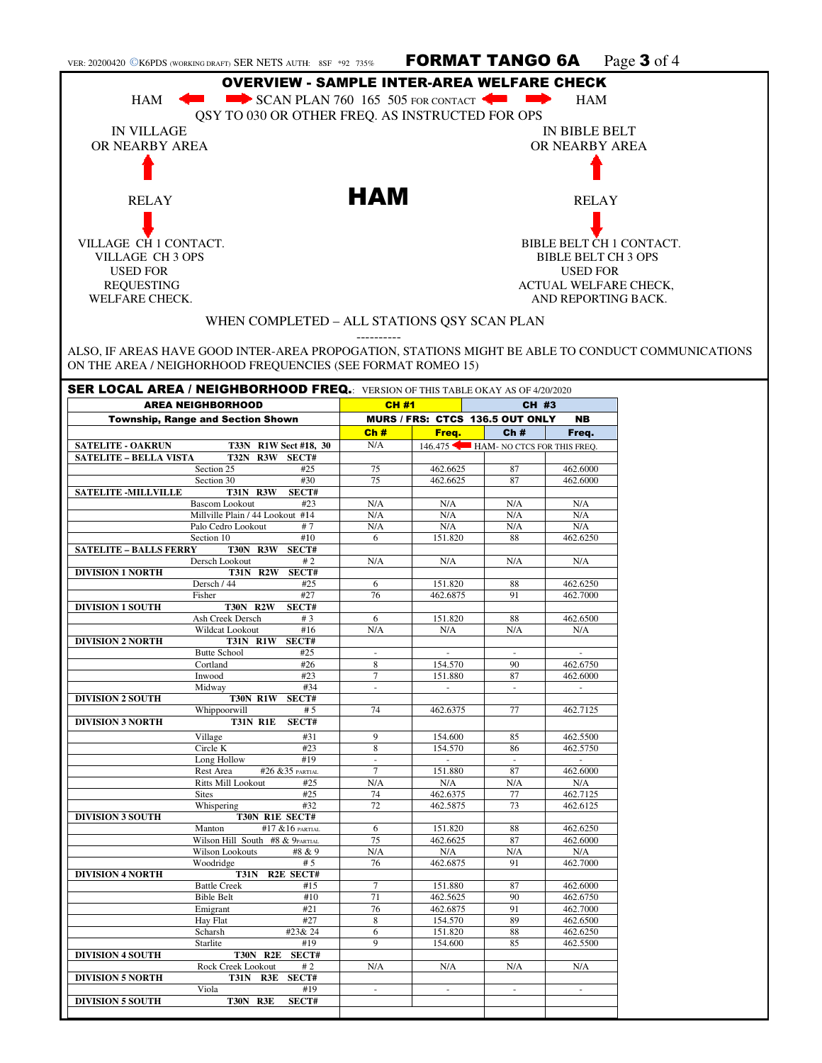## OVERVIEW - SAMPLE INTER-AREA WELFARE CHECK

HAM ⟵ ⟶ SCAN PLAN 760 165 505 FOR CONTACT ⟵ ⟶ HAM

QSY TO 030 OR OTHER FREQ. AS INSTRUCTED FOR OPS

| IN VILLAGE OR NEARBY AREA | | IN BIBLE BELT OR NEARBY AREA |
|---|---|---|
| ↑ | | ↑ |
| RELAY | **HAM** | RELAY |
| ↓ | | ↓ |
| VILLAGE CH 1 CONTACT. VILLAGE CH 3 OPS USED FOR REQUESTING WELFARE CHECK. | | BIBLE BELT CH 1 CONTACT. BIBLE BELT CH 3 OPS USED FOR ACTUAL WELFARE CHECK, AND REPORTING BACK. |

WHEN COMPLETED – ALL STATIONS QSY SCAN PLAN

----------

ALSO, IF AREAS HAVE GOOD INTER-AREA PROPOGATION, STATIONS MIGHT BE ABLE TO CONDUCT COMMUNICATIONS ON THE AREA / NEIGHORHOOD FREQUENCIES (SEE FORMAT ROMEO 15)

## SER LOCAL AREA / NEIGHBORHOOD FREQ.: VERSION OF THIS TABLE OKAY AS OF 4/20/2020

| AREA NEIGHBORHOOD | | CH #1 | | CH #3 | |
|---|---|---|---|---|---|
| Township, Range and Section Shown | | MURS / FRS: CTCS 136.5 OUT ONLY | | | NB |
| | | Ch # | Freq. | Ch # | Freq. |
| SATELITE - OAKRUN | T33N R1W Sect #18, 30 | N/A | 146.475 ⟵ HAM- NO CTCS FOR THIS FREQ. | | |
| SATELITE – BELLA VISTA | T32N R3W SECT# | | | | |
| Section 25 | #25 | 75 | 462.6625 | 87 | 462.6000 |
| Section 30 | #30 | 75 | 462.6625 | 87 | 462.6000 |
| SATELITE -MILLVILLE | T31N R3W SECT# | | | | |
| Bascom Lookout | #23 | N/A | N/A | N/A | N/A |
| Millville Plain / 44 Lookout | #14 | N/A | N/A | N/A | N/A |
| Palo Cedro Lookout | # 7 | N/A | N/A | N/A | N/A |
| Section 10 | #10 | 6 | 151.820 | 88 | 462.6250 |
| SATELITE – BALLS FERRY | T30N R3W SECT# | | | | |
| Dersch Lookout | # 2 | N/A | N/A | N/A | N/A |
| DIVISION 1 NORTH | T31N R2W SECT# | | | | |
| Dersch / 44 | #25 | 6 | 151.820 | 88 | 462.6250 |
| Fisher | #27 | 76 | 462.6875 | 91 | 462.7000 |
| DIVISION 1 SOUTH | T30N R2W SECT# | | | | |
| Ash Creek Dersch | # 3 | 6 | 151.820 | 88 | 462.6500 |
| Wildcat Lookout | #16 | N/A | N/A | N/A | N/A |
| DIVISION 2 NORTH | T31N R1W SECT# | | | | |
| Butte School | #25 | - | - | - | - |
| Cortland | #26 | 8 | 154.570 | 90 | 462.6750 |
| Inwood | #23 | 7 | 151.880 | 87 | 462.6000 |
| Midway | #34 | - | - | - | - |
| DIVISION 2 SOUTH | T30N R1W SECT# | | | | |
| Whippoorwill | # 5 | 74 | 462.6375 | 77 | 462.7125 |
| DIVISION 3 NORTH | T31N R1E SECT# | | | | |
| Village | #31 | 9 | 154.600 | 85 | 462.5500 |
| Circle K | #23 | 8 | 154.570 | 86 | 462.5750 |
| Long Hollow | #19 | - | - | - | - |
| Rest Area | #26 &35 PARTIAL | 7 | 151.880 | 87 | 462.6000 |
| Ritts Mill Lookout | #25 | N/A | N/A | N/A | N/A |
| Sites | #25 | 74 | 462.6375 | 77 | 462.7125 |
| Whispering | #32 | 72 | 462.5875 | 73 | 462.6125 |
| DIVISION 3 SOUTH | T30N R1E SECT# | | | | |
| Manton | #17 &16 PARTIAL | 6 | 151.820 | 88 | 462.6250 |
| Wilson Hill South | #8 & 9PARTIAL | 75 | 462.6625 | 87 | 462.6000 |
| Wilson Lookouts | #8 & 9 | N/A | N/A | N/A | N/A |
| Woodridge | # 5 | 76 | 462.6875 | 91 | 462.7000 |
| DIVISION 4 NORTH | T31N R2E SECT# | | | | |
| Battle Creek | #15 | 7 | 151.880 | 87 | 462.6000 |
| Bible Belt | #10 | 71 | 462.5625 | 90 | 462.6750 |
| Emigrant | #21 | 76 | 462.6875 | 91 | 462.7000 |
| Hay Flat | #27 | 8 | 154.570 | 89 | 462.6500 |
| Scharsh | #23& 24 | 6 | 151.820 | 88 | 462.6250 |
| Starlite | #19 | 9 | 154.600 | 85 | 462.5500 |
| DIVISION 4 SOUTH | T30N R2E SECT# | | | | |
| Rock Creek Lookout | # 2 | N/A | N/A | N/A | N/A |
| DIVISION 5 NORTH | T31N R3E SECT# | | | | |
| Viola | #19 | - | - | - | - |
| DIVISION 5 SOUTH | T30N R3E SECT# | | | | |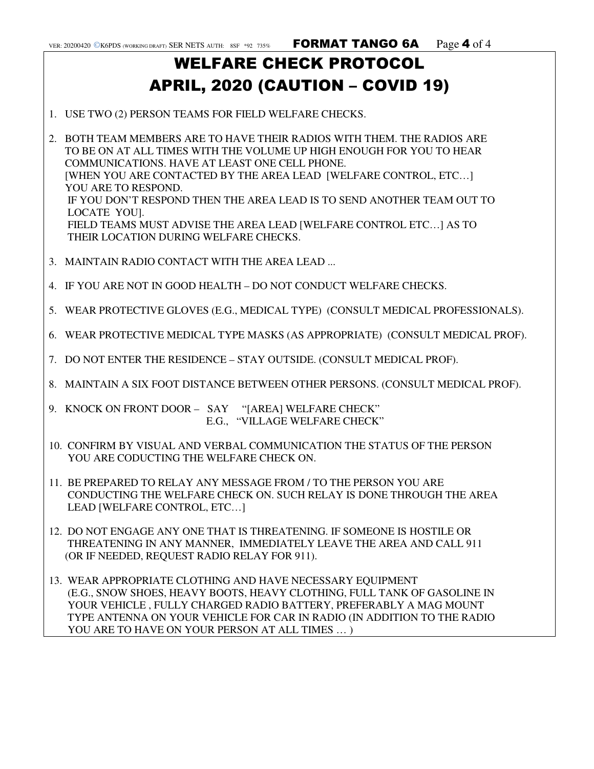# WELFARE CHECK PROTOCOL
# APRIL, 2020 (CAUTION – COVID 19)

1. USE TWO (2) PERSON TEAMS FOR FIELD WELFARE CHECKS.

2. BOTH TEAM MEMBERS ARE TO HAVE THEIR RADIOS WITH THEM. THE RADIOS ARE TO BE ON AT ALL TIMES WITH THE VOLUME UP HIGH ENOUGH FOR YOU TO HEAR COMMUNICATIONS. HAVE AT LEAST ONE CELL PHONE.
   [WHEN YOU ARE CONTACTED BY THE AREA LEAD [WELFARE CONTROL, ETC…] YOU ARE TO RESPOND.
   IF YOU DON'T RESPOND THEN THE AREA LEAD IS TO SEND ANOTHER TEAM OUT TO LOCATE YOU].
   FIELD TEAMS MUST ADVISE THE AREA LEAD [WELFARE CONTROL ETC…] AS TO THEIR LOCATION DURING WELFARE CHECKS.

3. MAINTAIN RADIO CONTACT WITH THE AREA LEAD ...

4. IF YOU ARE NOT IN GOOD HEALTH – DO NOT CONDUCT WELFARE CHECKS.

5. WEAR PROTECTIVE GLOVES (E.G., MEDICAL TYPE) (CONSULT MEDICAL PROFESSIONALS).

6. WEAR PROTECTIVE MEDICAL TYPE MASKS (AS APPROPRIATE) (CONSULT MEDICAL PROF).

7. DO NOT ENTER THE RESIDENCE – STAY OUTSIDE. (CONSULT MEDICAL PROF).

8. MAINTAIN A SIX FOOT DISTANCE BETWEEN OTHER PERSONS. (CONSULT MEDICAL PROF).

9. KNOCK ON FRONT DOOR – SAY "[AREA] WELFARE CHECK"
   E.G., "VILLAGE WELFARE CHECK"

10. CONFIRM BY VISUAL AND VERBAL COMMUNICATION THE STATUS OF THE PERSON YOU ARE CODUCTING THE WELFARE CHECK ON.

11. BE PREPARED TO RELAY ANY MESSAGE FROM / TO THE PERSON YOU ARE CONDUCTING THE WELFARE CHECK ON. SUCH RELAY IS DONE THROUGH THE AREA LEAD [WELFARE CONTROL, ETC…]

12. DO NOT ENGAGE ANY ONE THAT IS THREATENING. IF SOMEONE IS HOSTILE OR THREATENING IN ANY MANNER, IMMEDIATELY LEAVE THE AREA AND CALL 911 (OR IF NEEDED, REQUEST RADIO RELAY FOR 911).

13. WEAR APPROPRIATE CLOTHING AND HAVE NECESSARY EQUIPMENT (E.G., SNOW SHOES, HEAVY BOOTS, HEAVY CLOTHING, FULL TANK OF GASOLINE IN YOUR VEHICLE , FULLY CHARGED RADIO BATTERY, PREFERABLY A MAG MOUNT TYPE ANTENNA ON YOUR VEHICLE FOR CAR IN RADIO (IN ADDITION TO THE RADIO YOU ARE TO HAVE ON YOUR PERSON AT ALL TIMES … )